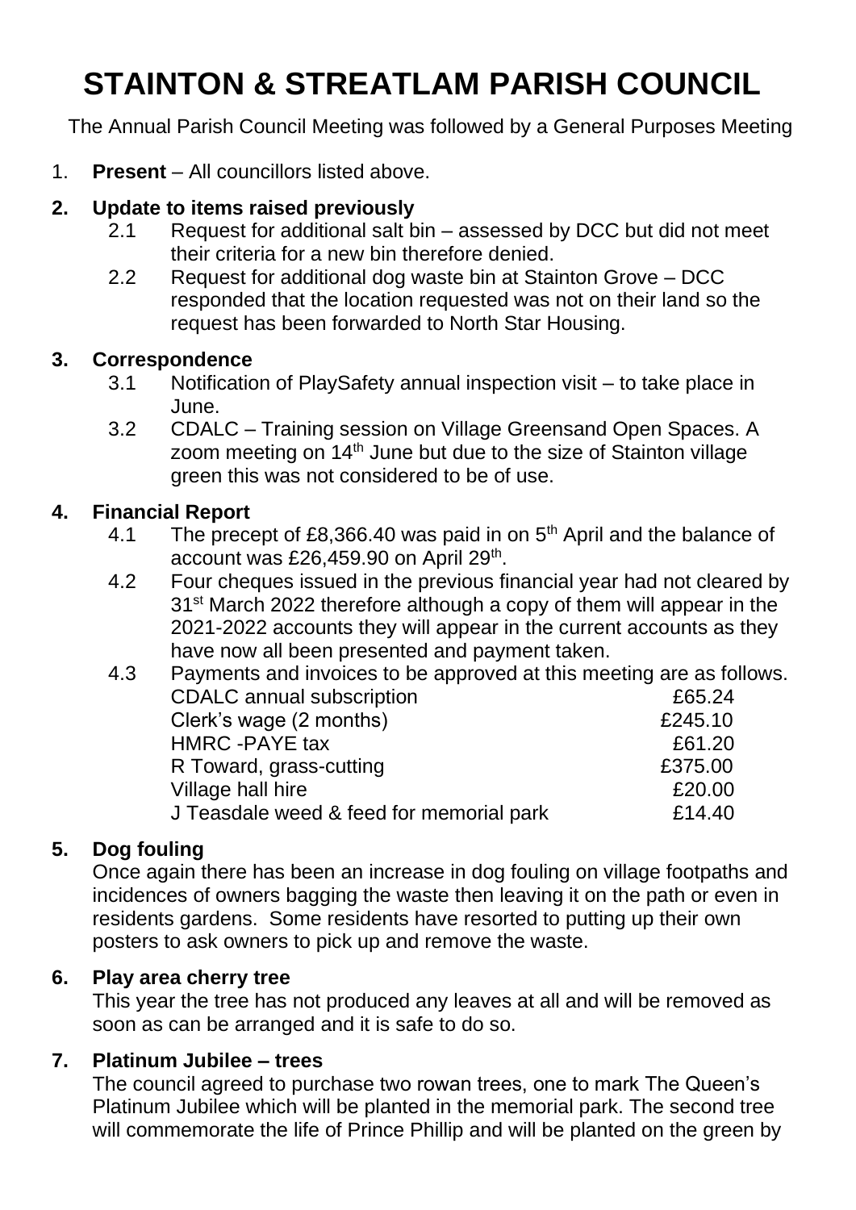# STAINTON & STREATLAM PARISH COUNCIL

The Annual Parish Council Meeting was followed by a General Purposes Meeting

1. **Present** – All councillors listed above.

**2. Update to items raised previously**

2.1 Request for additional salt bin – assessed by DCC but did not meet their criteria for a new bin therefore denied.

2.2 Request for additional dog waste bin at Stainton Grove – DCC responded that the location requested was not on their land so the request has been forwarded to North Star Housing.

**3. Correspondence**

3.1 Notification of PlaySafety annual inspection visit – to take place in June.

3.2 CDALC – Training session on Village Greensand Open Spaces. A zoom meeting on 14th June but due to the size of Stainton village green this was not considered to be of use.

**4. Financial Report**

4.1 The precept of £8,366.40 was paid in on 5th April and the balance of account was £26,459.90 on April 29th.

4.2 Four cheques issued in the previous financial year had not cleared by 31st March 2022 therefore although a copy of them will appear in the 2021-2022 accounts they will appear in the current accounts as they have now all been presented and payment taken.

4.3 Payments and invoices to be approved at this meeting are as follows.

| | |
|---|---|
| CDALC annual subscription | £65.24 |
| Clerk's wage (2 months) | £245.10 |
| HMRC -PAYE tax | £61.20 |
| R Toward, grass-cutting | £375.00 |
| Village hall hire | £20.00 |
| J Teasdale weed & feed for memorial park | £14.40 |

**5. Dog fouling**

Once again there has been an increase in dog fouling on village footpaths and incidences of owners bagging the waste then leaving it on the path or even in residents gardens. Some residents have resorted to putting up their own posters to ask owners to pick up and remove the waste.

**6. Play area cherry tree**

This year the tree has not produced any leaves at all and will be removed as soon as can be arranged and it is safe to do so.

**7. Platinum Jubilee – trees**

The council agreed to purchase two rowan trees, one to mark The Queen's Platinum Jubilee which will be planted in the memorial park. The second tree will commemorate the life of Prince Phillip and will be planted on the green by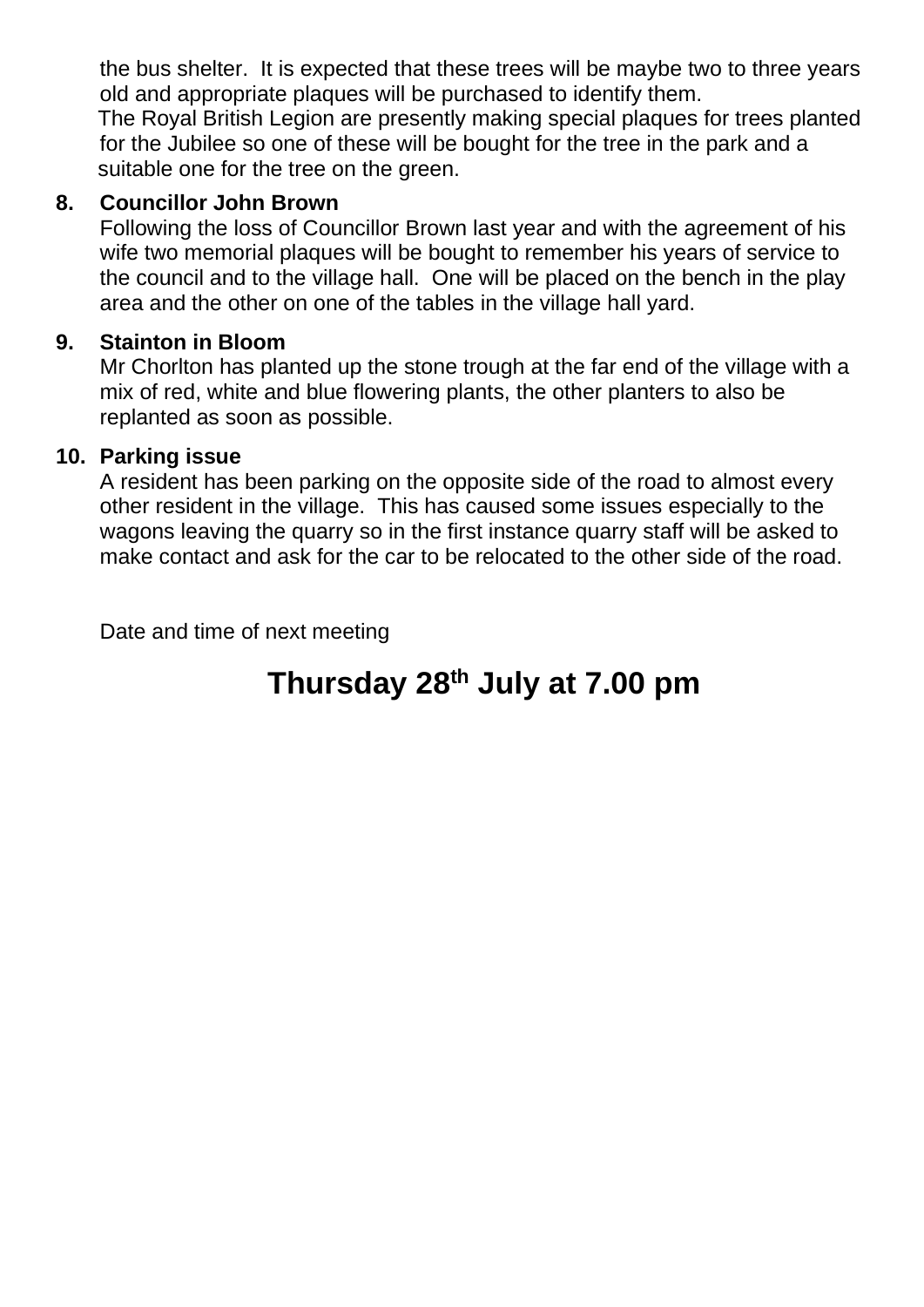the bus shelter. It is expected that these trees will be maybe two to three years old and appropriate plaques will be purchased to identify them.
The Royal British Legion are presently making special plaques for trees planted for the Jubilee so one of these will be bought for the tree in the park and a suitable one for the tree on the green.

8. **Councillor John Brown**
   Following the loss of Councillor Brown last year and with the agreement of his wife two memorial plaques will be bought to remember his years of service to the council and to the village hall. One will be placed on the bench in the play area and the other on one of the tables in the village hall yard.

9. **Stainton in Bloom**
   Mr Chorlton has planted up the stone trough at the far end of the village with a mix of red, white and blue flowering plants, the other planters to also be replanted as soon as possible.

10. **Parking issue**
    A resident has been parking on the opposite side of the road to almost every other resident in the village. This has caused some issues especially to the wagons leaving the quarry so in the first instance quarry staff will be asked to make contact and ask for the car to be relocated to the other side of the road.

Date and time of next meeting

**Thursday 28th July at 7.00 pm**